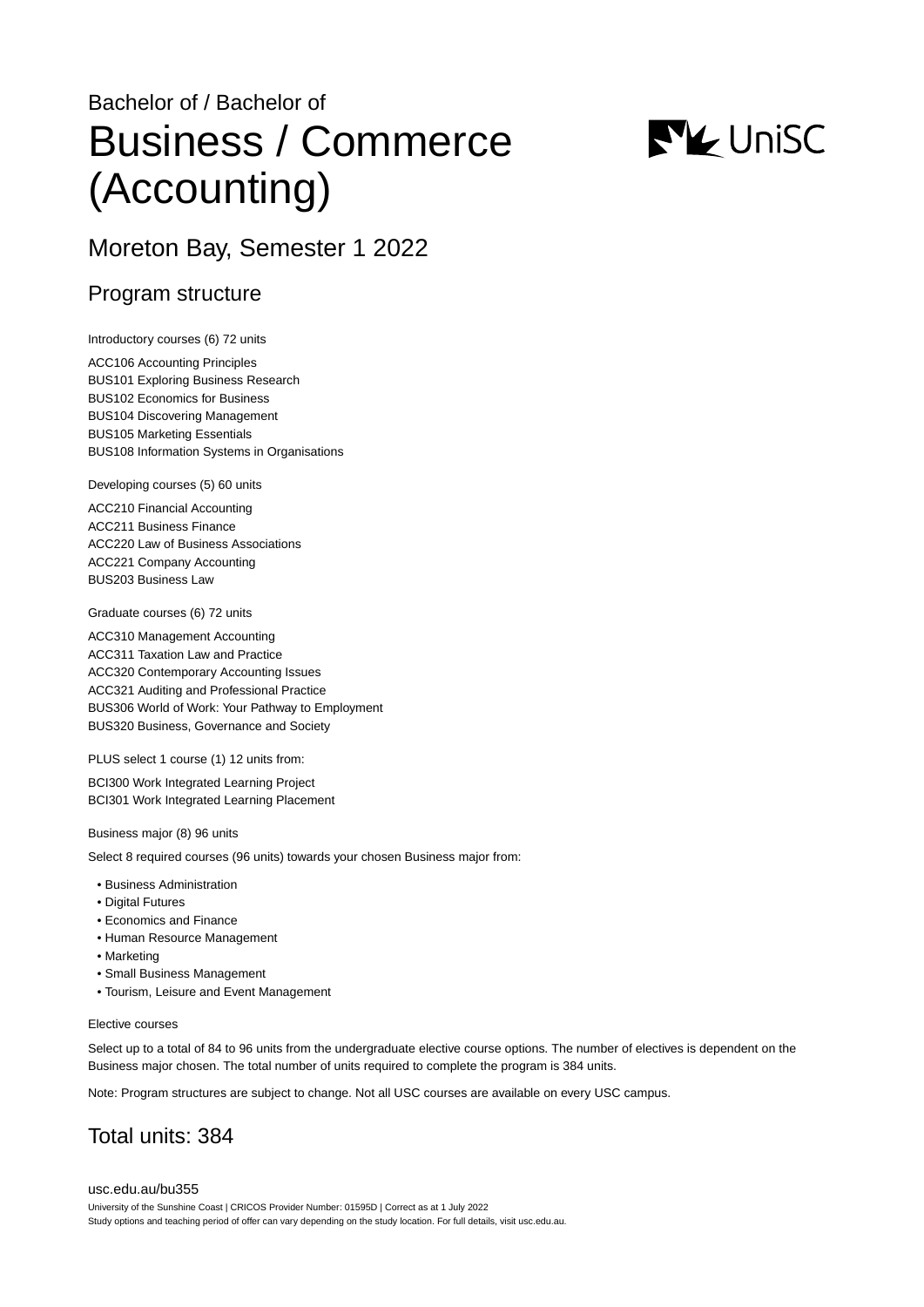Bachelor of / Bachelor of

# Business / Commerce (Accounting)

## Moreton Bay, Semester 1 2022

### Program structure

Introductory courses (6) 72 units

ACC106 Accounting Principles
BUS101 Exploring Business Research
BUS102 Economics for Business
BUS104 Discovering Management
BUS105 Marketing Essentials
BUS108 Information Systems in Organisations

Developing courses (5) 60 units

ACC210 Financial Accounting
ACC211 Business Finance
ACC220 Law of Business Associations
ACC221 Company Accounting
BUS203 Business Law

Graduate courses (6) 72 units

ACC310 Management Accounting
ACC311 Taxation Law and Practice
ACC320 Contemporary Accounting Issues
ACC321 Auditing and Professional Practice
BUS306 World of Work: Your Pathway to Employment
BUS320 Business, Governance and Society

PLUS select 1 course (1) 12 units from:

BCI300 Work Integrated Learning Project
BCI301 Work Integrated Learning Placement

Business major (8) 96 units

Select 8 required courses (96 units) towards your chosen Business major from:

- Business Administration
- Digital Futures
- Economics and Finance
- Human Resource Management
- Marketing
- Small Business Management
- Tourism, Leisure and Event Management

Elective courses

Select up to a total of 84 to 96 units from the undergraduate elective course options. The number of electives is dependent on the Business major chosen. The total number of units required to complete the program is 384 units.

Note: Program structures are subject to change. Not all USC courses are available on every USC campus.

## Total units: 384

usc.edu.au/bu355

University of the Sunshine Coast | CRICOS Provider Number: 01595D | Correct as at 1 July 2022
Study options and teaching period of offer can vary depending on the study location. For full details, visit usc.edu.au.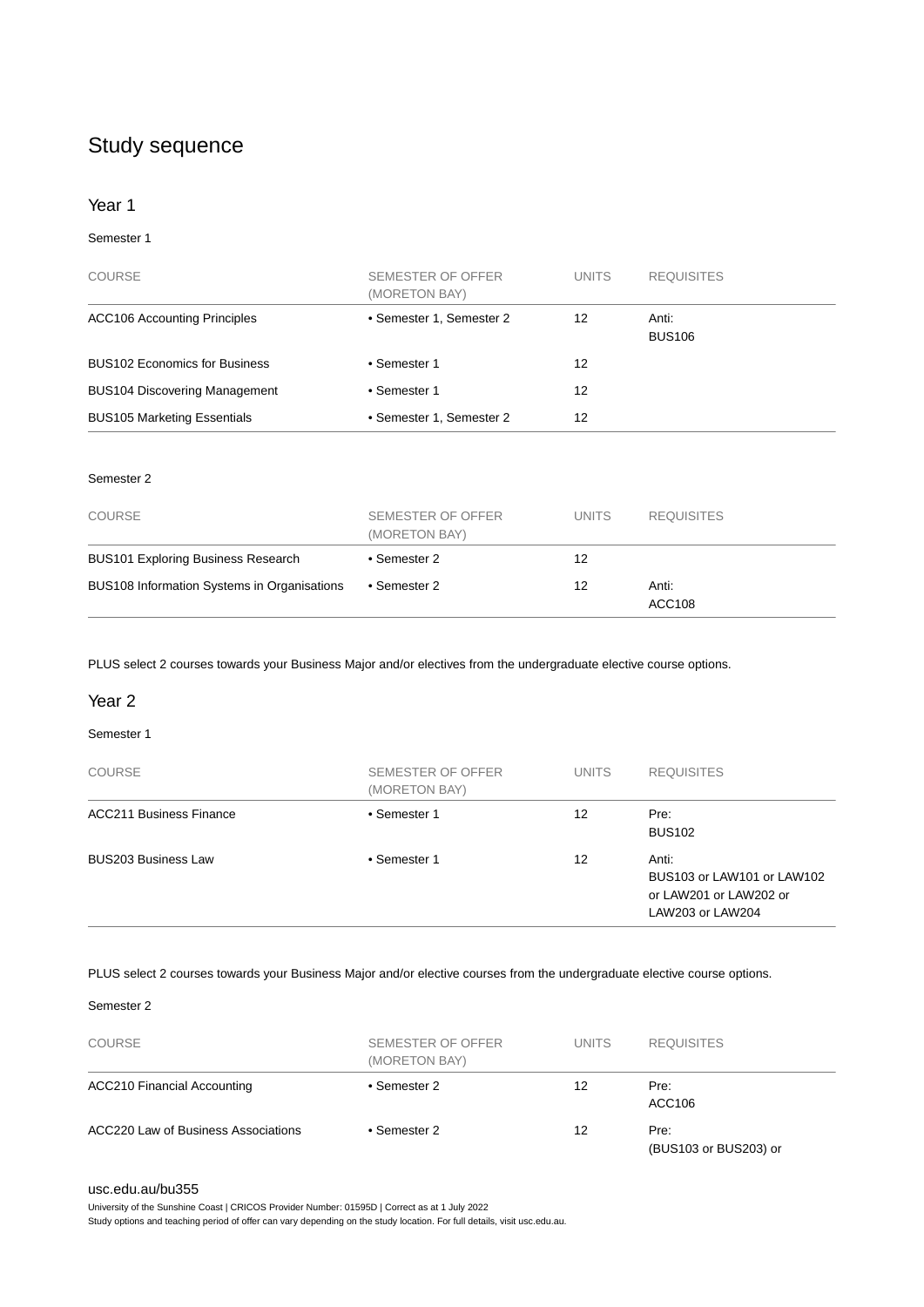## Study sequence

### Year 1

Semester 1

| COURSE | SEMESTER OF OFFER (MORETON BAY) | UNITS | REQUISITES |
|---|---|---|---|
| ACC106 Accounting Principles | • Semester 1, Semester 2 | 12 | Anti: BUS106 |
| BUS102 Economics for Business | • Semester 1 | 12 | |
| BUS104 Discovering Management | • Semester 1 | 12 | |
| BUS105 Marketing Essentials | • Semester 1, Semester 2 | 12 | |

Semester 2

| COURSE | SEMESTER OF OFFER (MORETON BAY) | UNITS | REQUISITES |
|---|---|---|---|
| BUS101 Exploring Business Research | • Semester 2 | 12 | |
| BUS108 Information Systems in Organisations | • Semester 2 | 12 | Anti: ACC108 |

PLUS select 2 courses towards your Business Major and/or electives from the undergraduate elective course options.

### Year 2

Semester 1

| COURSE | SEMESTER OF OFFER (MORETON BAY) | UNITS | REQUISITES |
|---|---|---|---|
| ACC211 Business Finance | • Semester 1 | 12 | Pre: BUS102 |
| BUS203 Business Law | • Semester 1 | 12 | Anti: BUS103 or LAW101 or LAW102 or LAW201 or LAW202 or LAW203 or LAW204 |

PLUS select 2 courses towards your Business Major and/or elective courses from the undergraduate elective course options.

Semester 2

| COURSE | SEMESTER OF OFFER (MORETON BAY) | UNITS | REQUISITES |
|---|---|---|---|
| ACC210 Financial Accounting | • Semester 2 | 12 | Pre: ACC106 |
| ACC220 Law of Business Associations | • Semester 2 | 12 | Pre: (BUS103 or BUS203) or |

usc.edu.au/bu355

University of the Sunshine Coast | CRICOS Provider Number: 01595D | Correct as at 1 July 2022

Study options and teaching period of offer can vary depending on the study location. For full details, visit usc.edu.au.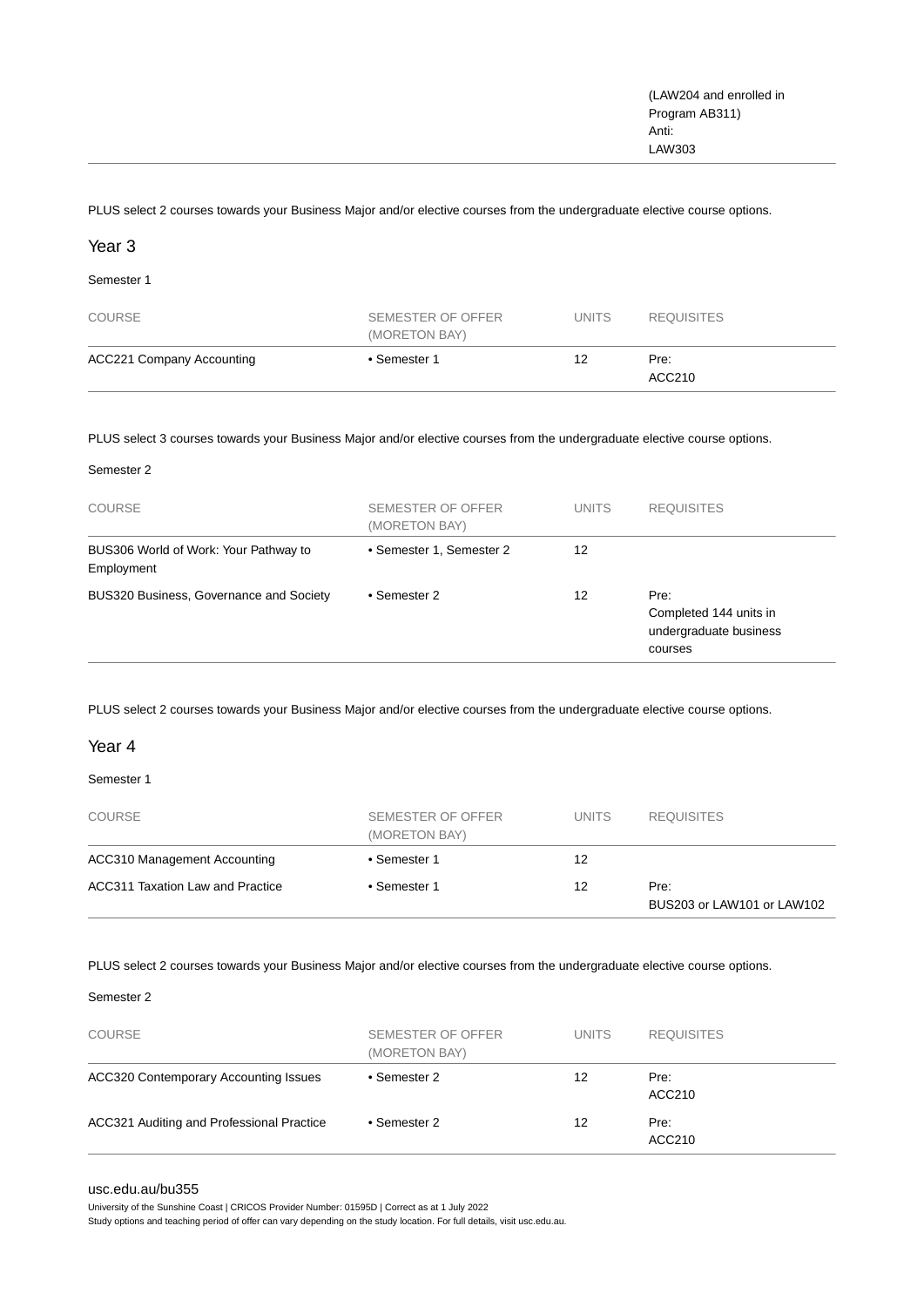| | | | (LAW204 and enrolled in Program AB311) Anti: LAW303 |
|---|---|---|---|

PLUS select 2 courses towards your Business Major and/or elective courses from the undergraduate elective course options.

## Year 3

Semester 1

| COURSE | SEMESTER OF OFFER (MORETON BAY) | UNITS | REQUISITES |
|---|---|---|---|
| ACC221 Company Accounting | • Semester 1 | 12 | Pre: ACC210 |

PLUS select 3 courses towards your Business Major and/or elective courses from the undergraduate elective course options.

Semester 2

| COURSE | SEMESTER OF OFFER (MORETON BAY) | UNITS | REQUISITES |
|---|---|---|---|
| BUS306 World of Work: Your Pathway to Employment | • Semester 1, Semester 2 | 12 | |
| BUS320 Business, Governance and Society | • Semester 2 | 12 | Pre: Completed 144 units in undergraduate business courses |

PLUS select 2 courses towards your Business Major and/or elective courses from the undergraduate elective course options.

## Year 4

Semester 1

| COURSE | SEMESTER OF OFFER (MORETON BAY) | UNITS | REQUISITES |
|---|---|---|---|
| ACC310 Management Accounting | • Semester 1 | 12 | |
| ACC311 Taxation Law and Practice | • Semester 1 | 12 | Pre: BUS203 or LAW101 or LAW102 |

PLUS select 2 courses towards your Business Major and/or elective courses from the undergraduate elective course options.

Semester 2

| COURSE | SEMESTER OF OFFER (MORETON BAY) | UNITS | REQUISITES |
|---|---|---|---|
| ACC320 Contemporary Accounting Issues | • Semester 2 | 12 | Pre: ACC210 |
| ACC321 Auditing and Professional Practice | • Semester 2 | 12 | Pre: ACC210 |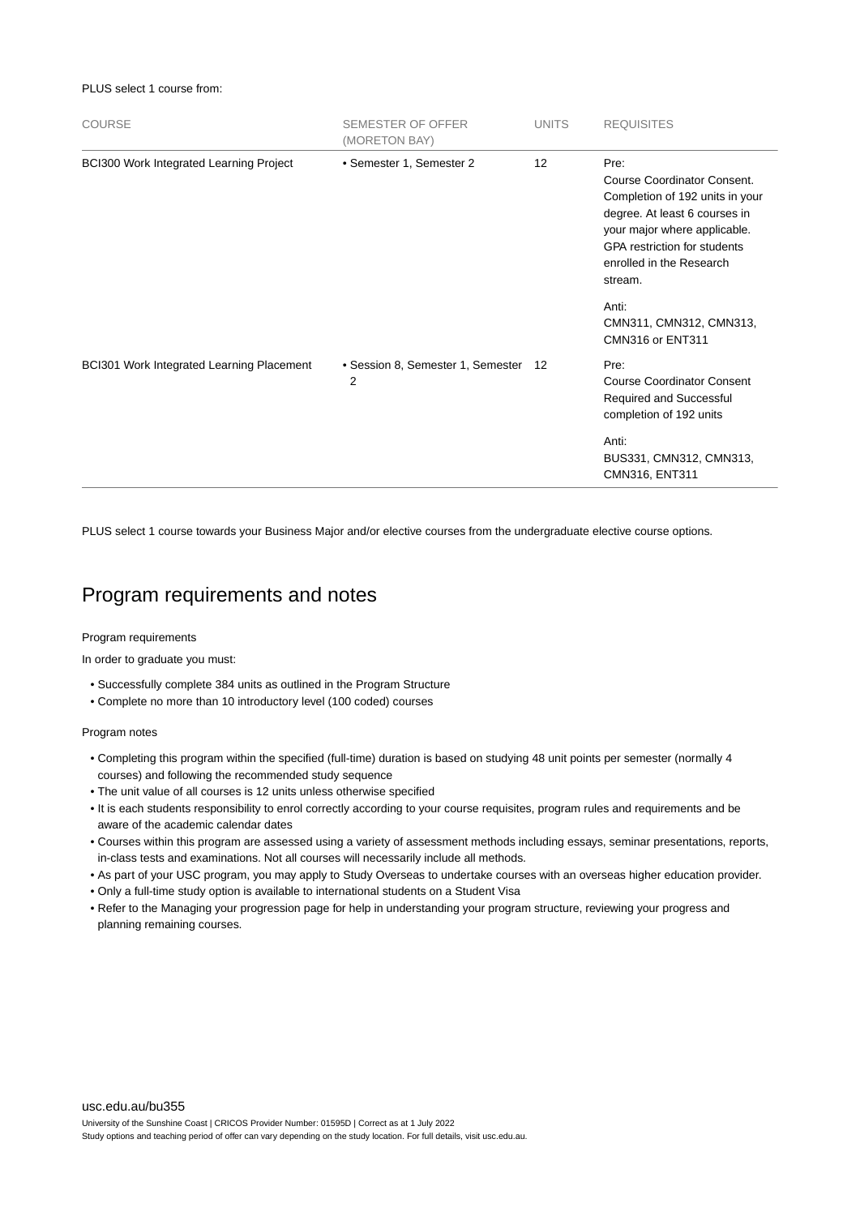PLUS select 1 course from:

| COURSE | SEMESTER OF OFFER (MORETON BAY) | UNITS | REQUISITES |
|---|---|---|---|
| BCI300 Work Integrated Learning Project | • Semester 1, Semester 2 | 12 | Pre: Course Coordinator Consent. Completion of 192 units in your degree. At least 6 courses in your major where applicable. GPA restriction for students enrolled in the Research stream.<br><br>Anti: CMN311, CMN312, CMN313, CMN316 or ENT311 |
| BCI301 Work Integrated Learning Placement | • Session 8, Semester 1, Semester 2 | 12 | Pre: Course Coordinator Consent Required and Successful completion of 192 units<br><br>Anti: BUS331, CMN312, CMN313, CMN316, ENT311 |

PLUS select 1 course towards your Business Major and/or elective courses from the undergraduate elective course options.

## Program requirements and notes

Program requirements

In order to graduate you must:

- Successfully complete 384 units as outlined in the Program Structure
- Complete no more than 10 introductory level (100 coded) courses

Program notes

- Completing this program within the specified (full-time) duration is based on studying 48 unit points per semester (normally 4 courses) and following the recommended study sequence
- The unit value of all courses is 12 units unless otherwise specified
- It is each students responsibility to enrol correctly according to your course requisites, program rules and requirements and be aware of the academic calendar dates
- Courses within this program are assessed using a variety of assessment methods including essays, seminar presentations, reports, in-class tests and examinations. Not all courses will necessarily include all methods.
- As part of your USC program, you may apply to Study Overseas to undertake courses with an overseas higher education provider.
- Only a full-time study option is available to international students on a Student Visa
- Refer to the Managing your progression page for help in understanding your program structure, reviewing your progress and planning remaining courses.